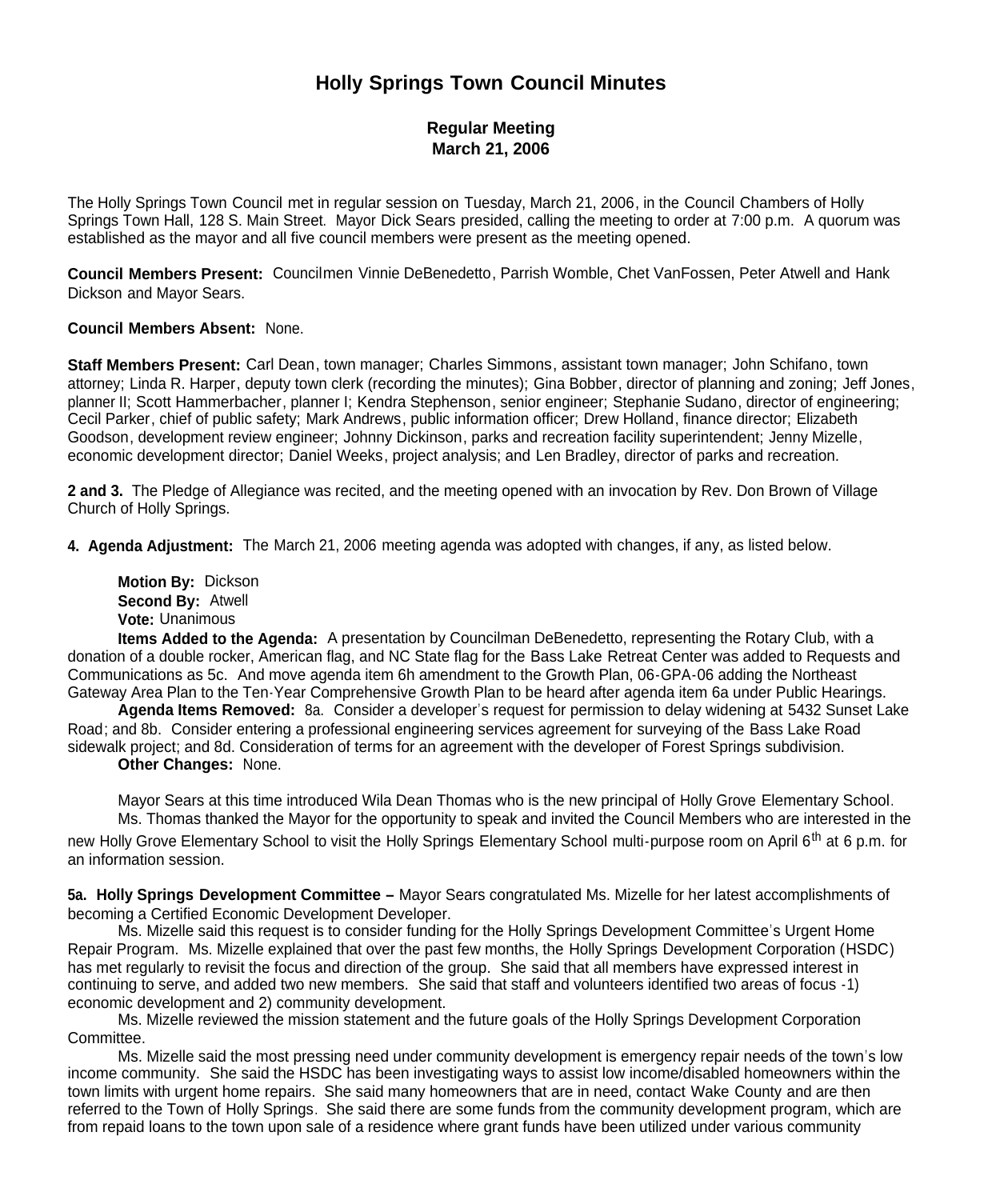# Holly Springs Town Council Minutes

## Regular Meeting
## March 21, 2006

The Holly Springs Town Council met in regular session on Tuesday, March 21, 2006, in the Council Chambers of Holly Springs Town Hall, 128 S. Main Street. Mayor Dick Sears presided, calling the meeting to order at 7:00 p.m. A quorum was established as the mayor and all five council members were present as the meeting opened.

**Council Members Present:** Councilmen Vinnie DeBenedetto, Parrish Womble, Chet VanFossen, Peter Atwell and Hank Dickson and Mayor Sears.

**Council Members Absent:** None.

**Staff Members Present:** Carl Dean, town manager; Charles Simmons, assistant town manager; John Schifano, town attorney; Linda R. Harper, deputy town clerk (recording the minutes); Gina Bobber, director of planning and zoning; Jeff Jones, planner II; Scott Hammerbacher, planner I; Kendra Stephenson, senior engineer; Stephanie Sudano, director of engineering; Cecil Parker, chief of public safety; Mark Andrews, public information officer; Drew Holland, finance director; Elizabeth Goodson, development review engineer; Johnny Dickinson, parks and recreation facility superintendent; Jenny Mizelle, economic development director; Daniel Weeks, project analysis; and Len Bradley, director of parks and recreation.

**2 and 3.** The Pledge of Allegiance was recited, and the meeting opened with an invocation by Rev. Don Brown of Village Church of Holly Springs.

**4. Agenda Adjustment:** The March 21, 2006 meeting agenda was adopted with changes, if any, as listed below.

**Motion By:** Dickson
**Second By:** Atwell
**Vote:** Unanimous

**Items Added to the Agenda:** A presentation by Councilman DeBenedetto, representing the Rotary Club, with a donation of a double rocker, American flag, and NC State flag for the Bass Lake Retreat Center was added to Requests and Communications as 5c. And move agenda item 6h amendment to the Growth Plan, 06-GPA-06 adding the Northeast Gateway Area Plan to the Ten-Year Comprehensive Growth Plan to be heard after agenda item 6a under Public Hearings.

**Agenda Items Removed:** 8a. Consider a developer's request for permission to delay widening at 5432 Sunset Lake Road; and 8b. Consider entering a professional engineering services agreement for surveying of the Bass Lake Road sidewalk project; and 8d. Consideration of terms for an agreement with the developer of Forest Springs subdivision.

**Other Changes:** None.

Mayor Sears at this time introduced Wila Dean Thomas who is the new principal of Holly Grove Elementary School.

Ms. Thomas thanked the Mayor for the opportunity to speak and invited the Council Members who are interested in the new Holly Grove Elementary School to visit the Holly Springs Elementary School multi-purpose room on April 6th at 6 p.m. for an information session.

**5a. Holly Springs Development Committee –** Mayor Sears congratulated Ms. Mizelle for her latest accomplishments of becoming a Certified Economic Development Developer.

Ms. Mizelle said this request is to consider funding for the Holly Springs Development Committee's Urgent Home Repair Program. Ms. Mizelle explained that over the past few months, the Holly Springs Development Corporation (HSDC) has met regularly to revisit the focus and direction of the group. She said that all members have expressed interest in continuing to serve, and added two new members. She said that staff and volunteers identified two areas of focus -1) economic development and 2) community development.

Ms. Mizelle reviewed the mission statement and the future goals of the Holly Springs Development Corporation Committee.

Ms. Mizelle said the most pressing need under community development is emergency repair needs of the town's low income community. She said the HSDC has been investigating ways to assist low income/disabled homeowners within the town limits with urgent home repairs. She said many homeowners that are in need, contact Wake County and are then referred to the Town of Holly Springs. She said there are some funds from the community development program, which are from repaid loans to the town upon sale of a residence where grant funds have been utilized under various community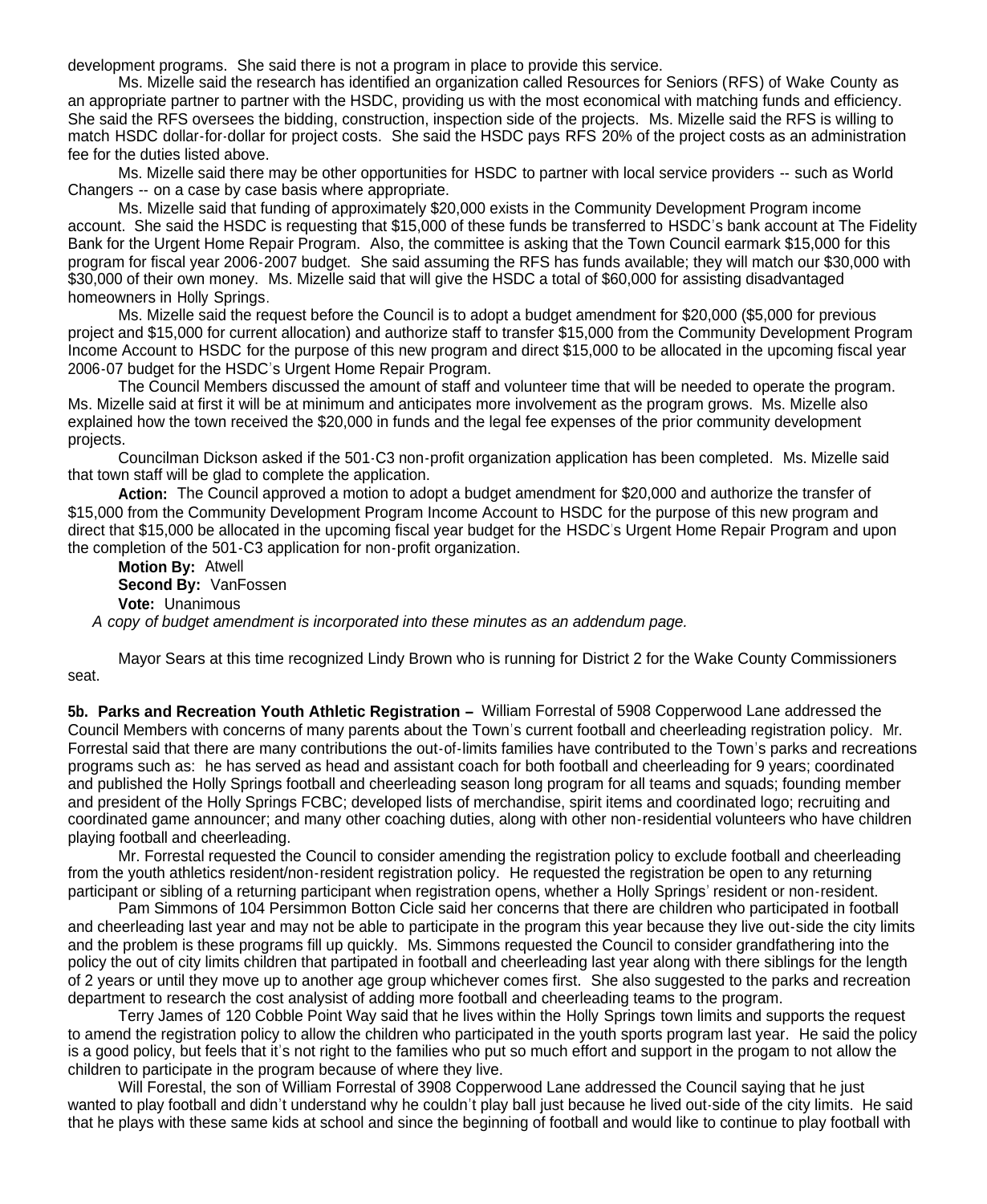development programs. She said there is not a program in place to provide this service.

Ms. Mizelle said the research has identified an organization called Resources for Seniors (RFS) of Wake County as an appropriate partner to partner with the HSDC, providing us with the most economical with matching funds and efficiency. She said the RFS oversees the bidding, construction, inspection side of the projects. Ms. Mizelle said the RFS is willing to match HSDC dollar-for-dollar for project costs. She said the HSDC pays RFS 20% of the project costs as an administration fee for the duties listed above.

Ms. Mizelle said there may be other opportunities for HSDC to partner with local service providers -- such as World Changers -- on a case by case basis where appropriate.

Ms. Mizelle said that funding of approximately $20,000 exists in the Community Development Program income account. She said the HSDC is requesting that $15,000 of these funds be transferred to HSDC's bank account at The Fidelity Bank for the Urgent Home Repair Program. Also, the committee is asking that the Town Council earmark $15,000 for this program for fiscal year 2006-2007 budget. She said assuming the RFS has funds available; they will match our $30,000 with $30,000 of their own money. Ms. Mizelle said that will give the HSDC a total of $60,000 for assisting disadvantaged homeowners in Holly Springs.

Ms. Mizelle said the request before the Council is to adopt a budget amendment for $20,000 ($5,000 for previous project and $15,000 for current allocation) and authorize staff to transfer $15,000 from the Community Development Program Income Account to HSDC for the purpose of this new program and direct $15,000 to be allocated in the upcoming fiscal year 2006-07 budget for the HSDC's Urgent Home Repair Program.

The Council Members discussed the amount of staff and volunteer time that will be needed to operate the program. Ms. Mizelle said at first it will be at minimum and anticipates more involvement as the program grows. Ms. Mizelle also explained how the town received the $20,000 in funds and the legal fee expenses of the prior community development projects.

Councilman Dickson asked if the 501-C3 non-profit organization application has been completed. Ms. Mizelle said that town staff will be glad to complete the application.

**Action:** The Council approved a motion to adopt a budget amendment for $20,000 and authorize the transfer of $15,000 from the Community Development Program Income Account to HSDC for the purpose of this new program and direct that $15,000 be allocated in the upcoming fiscal year budget for the HSDC's Urgent Home Repair Program and upon the completion of the 501-C3 application for non-profit organization.

**Motion By:** Atwell
**Second By:** VanFossen
**Vote:** Unanimous

*A copy of budget amendment is incorporated into these minutes as an addendum page.*

Mayor Sears at this time recognized Lindy Brown who is running for District 2 for the Wake County Commissioners seat.

**5b. Parks and Recreation Youth Athletic Registration –** William Forrestal of 5908 Copperwood Lane addressed the Council Members with concerns of many parents about the Town's current football and cheerleading registration policy. Mr. Forrestal said that there are many contributions the out-of-limits families have contributed to the Town's parks and recreations programs such as: he has served as head and assistant coach for both football and cheerleading for 9 years; coordinated and published the Holly Springs football and cheerleading season long program for all teams and squads; founding member and president of the Holly Springs FCBC; developed lists of merchandise, spirit items and coordinated logo; recruiting and coordinated game announcer; and many other coaching duties, along with other non-residential volunteers who have children playing football and cheerleading.

Mr. Forrestal requested the Council to consider amending the registration policy to exclude football and cheerleading from the youth athletics resident/non-resident registration policy. He requested the registration be open to any returning participant or sibling of a returning participant when registration opens, whether a Holly Springs' resident or non-resident.

Pam Simmons of 104 Persimmon Botton Cicle said her concerns that there are children who participated in football and cheerleading last year and may not be able to participate in the program this year because they live out-side the city limits and the problem is these programs fill up quickly. Ms. Simmons requested the Council to consider grandfathering into the policy the out of city limits children that partipated in football and cheerleading last year along with there siblings for the length of 2 years or until they move up to another age group whichever comes first. She also suggested to the parks and recreation department to research the cost analysist of adding more football and cheerleading teams to the program.

Terry James of 120 Cobble Point Way said that he lives within the Holly Springs town limits and supports the request to amend the registration policy to allow the children who participated in the youth sports program last year. He said the policy is a good policy, but feels that it's not right to the families who put so much effort and support in the progam to not allow the children to participate in the program because of where they live.

Will Forestal, the son of William Forrestal of 3908 Copperwood Lane addressed the Council saying that he just wanted to play football and didn't understand why he couldn't play ball just because he lived out-side of the city limits. He said that he plays with these same kids at school and since the beginning of football and would like to continue to play football with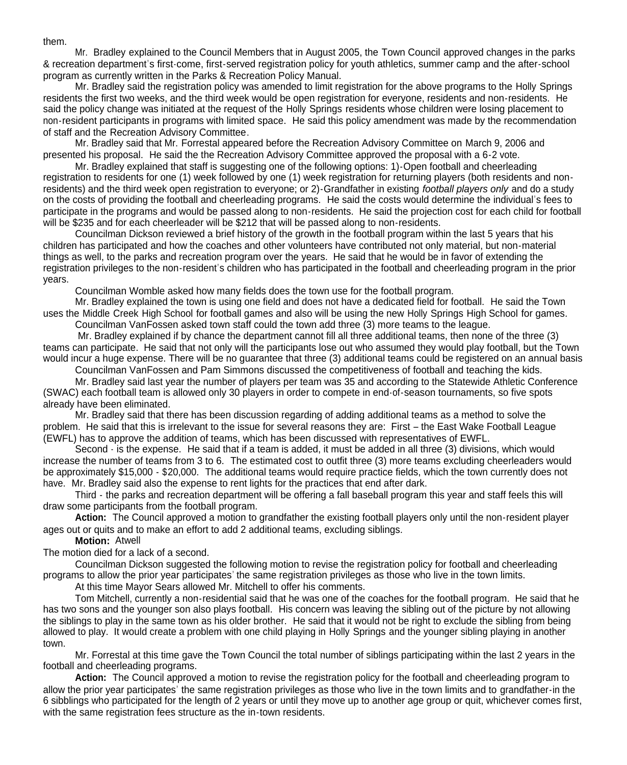them.

Mr. Bradley explained to the Council Members that in August 2005, the Town Council approved changes in the parks & recreation department's first-come, first-served registration policy for youth athletics, summer camp and the after-school program as currently written in the Parks & Recreation Policy Manual.

Mr. Bradley said the registration policy was amended to limit registration for the above programs to the Holly Springs residents the first two weeks, and the third week would be open registration for everyone, residents and non-residents. He said the policy change was initiated at the request of the Holly Springs residents whose children were losing placement to non-resident participants in programs with limited space. He said this policy amendment was made by the recommendation of staff and the Recreation Advisory Committee.

Mr. Bradley said that Mr. Forrestal appeared before the Recreation Advisory Committee on March 9, 2006 and presented his proposal. He said the the Recreation Advisory Committee approved the proposal with a 6-2 vote.

Mr. Bradley explained that staff is suggesting one of the following options: 1)-Open football and cheerleading registration to residents for one (1) week followed by one (1) week registration for returning players (both residents and non-residents) and the third week open registration to everyone; or 2)-Grandfather in existing *football players only* and do a study on the costs of providing the football and cheerleading programs. He said the costs would determine the individual's fees to participate in the programs and would be passed along to non-residents. He said the projection cost for each child for football will be $235 and for each cheerleader will be $212 that will be passed along to non-residents.

Councilman Dickson reviewed a brief history of the growth in the football program within the last 5 years that his children has participated and how the coaches and other volunteers have contributed not only material, but non-material things as well, to the parks and recreation program over the years. He said that he would be in favor of extending the registration privileges to the non-resident's children who has participated in the football and cheerleading program in the prior years.

Councilman Womble asked how many fields does the town use for the football program.

Mr. Bradley explained the town is using one field and does not have a dedicated field for football. He said the Town uses the Middle Creek High School for football games and also will be using the new Holly Springs High School for games.

Councilman VanFossen asked town staff could the town add three (3) more teams to the league.

Mr. Bradley explained if by chance the department cannot fill all three additional teams, then none of the three (3) teams can participate. He said that not only will the participants lose out who assumed they would play football, but the Town would incur a huge expense. There will be no guarantee that three (3) additional teams could be registered on an annual basis

Councilman VanFossen and Pam Simmons discussed the competitiveness of football and teaching the kids.

Mr. Bradley said last year the number of players per team was 35 and according to the Statewide Athletic Conference (SWAC) each football team is allowed only 30 players in order to compete in end-of-season tournaments, so five spots already have been eliminated.

Mr. Bradley said that there has been discussion regarding of adding additional teams as a method to solve the problem. He said that this is irrelevant to the issue for several reasons they are: First – the East Wake Football League (EWFL) has to approve the addition of teams, which has been discussed with representatives of EWFL.

Second - is the expense. He said that if a team is added, it must be added in all three (3) divisions, which would increase the number of teams from 3 to 6. The estimated cost to outfit three (3) more teams excluding cheerleaders would be approximately $15,000 - $20,000. The additional teams would require practice fields, which the town currently does not have. Mr. Bradley said also the expense to rent lights for the practices that end after dark.

Third - the parks and recreation department will be offering a fall baseball program this year and staff feels this will draw some participants from the football program.

**Action:** The Council approved a motion to grandfather the existing football players only until the non-resident player ages out or quits and to make an effort to add 2 additional teams, excluding siblings.

**Motion:** Atwell

The motion died for a lack of a second.

Councilman Dickson suggested the following motion to revise the registration policy for football and cheerleading programs to allow the prior year participates' the same registration privileges as those who live in the town limits.

At this time Mayor Sears allowed Mr. Mitchell to offer his comments.

Tom Mitchell, currently a non-residential said that he was one of the coaches for the football program. He said that he has two sons and the younger son also plays football. His concern was leaving the sibling out of the picture by not allowing the siblings to play in the same town as his older brother. He said that it would not be right to exclude the sibling from being allowed to play. It would create a problem with one child playing in Holly Springs and the younger sibling playing in another town.

Mr. Forrestal at this time gave the Town Council the total number of siblings participating within the last 2 years in the football and cheerleading programs.

**Action:** The Council approved a motion to revise the registration policy for the football and cheerleading program to allow the prior year participates' the same registration privileges as those who live in the town limits and to grandfather-in the 6 sibblings who participated for the length of 2 years or until they move up to another age group or quit, whichever comes first, with the same registration fees structure as the in-town residents.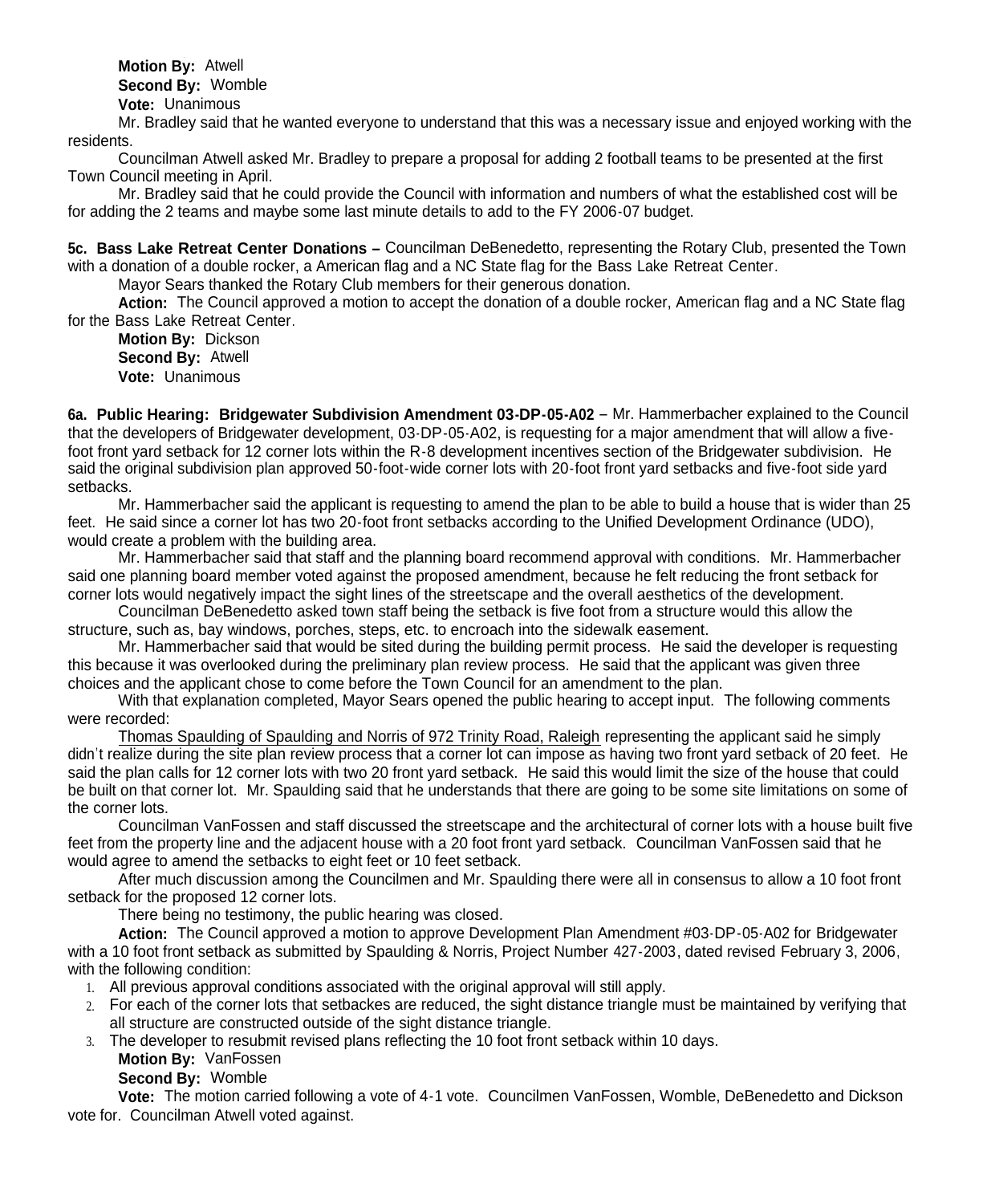**Motion By:** Atwell
**Second By:** Womble
**Vote:** Unanimous

Mr. Bradley said that he wanted everyone to understand that this was a necessary issue and enjoyed working with the residents.

Councilman Atwell asked Mr. Bradley to prepare a proposal for adding 2 football teams to be presented at the first Town Council meeting in April.

Mr. Bradley said that he could provide the Council with information and numbers of what the established cost will be for adding the 2 teams and maybe some last minute details to add to the FY 2006-07 budget.

**5c. Bass Lake Retreat Center Donations –** Councilman DeBenedetto, representing the Rotary Club, presented the Town with a donation of a double rocker, a American flag and a NC State flag for the Bass Lake Retreat Center.

Mayor Sears thanked the Rotary Club members for their generous donation.

**Action:** The Council approved a motion to accept the donation of a double rocker, American flag and a NC State flag for the Bass Lake Retreat Center.

**Motion By:** Dickson
**Second By:** Atwell
**Vote:** Unanimous

**6a. Public Hearing: Bridgewater Subdivision Amendment 03-DP-05-A02** – Mr. Hammerbacher explained to the Council that the developers of Bridgewater development, 03-DP-05-A02, is requesting for a major amendment that will allow a five-foot front yard setback for 12 corner lots within the R-8 development incentives section of the Bridgewater subdivision. He said the original subdivision plan approved 50-foot-wide corner lots with 20-foot front yard setbacks and five-foot side yard setbacks.

Mr. Hammerbacher said the applicant is requesting to amend the plan to be able to build a house that is wider than 25 feet. He said since a corner lot has two 20-foot front setbacks according to the Unified Development Ordinance (UDO), would create a problem with the building area.

Mr. Hammerbacher said that staff and the planning board recommend approval with conditions. Mr. Hammerbacher said one planning board member voted against the proposed amendment, because he felt reducing the front setback for corner lots would negatively impact the sight lines of the streetscape and the overall aesthetics of the development.

Councilman DeBenedetto asked town staff being the setback is five foot from a structure would this allow the structure, such as, bay windows, porches, steps, etc. to encroach into the sidewalk easement.

Mr. Hammerbacher said that would be sited during the building permit process. He said the developer is requesting this because it was overlooked during the preliminary plan review process. He said that the applicant was given three choices and the applicant chose to come before the Town Council for an amendment to the plan.

With that explanation completed, Mayor Sears opened the public hearing to accept input. The following comments were recorded:

Thomas Spaulding of Spaulding and Norris of 972 Trinity Road, Raleigh representing the applicant said he simply didn't realize during the site plan review process that a corner lot can impose as having two front yard setback of 20 feet. He said the plan calls for 12 corner lots with two 20 front yard setback. He said this would limit the size of the house that could be built on that corner lot. Mr. Spaulding said that he understands that there are going to be some site limitations on some of the corner lots.

Councilman VanFossen and staff discussed the streetscape and the architectural of corner lots with a house built five feet from the property line and the adjacent house with a 20 foot front yard setback. Councilman VanFossen said that he would agree to amend the setbacks to eight feet or 10 feet setback.

After much discussion among the Councilmen and Mr. Spaulding there were all in consensus to allow a 10 foot front setback for the proposed 12 corner lots.

There being no testimony, the public hearing was closed.

**Action:** The Council approved a motion to approve Development Plan Amendment #03-DP-05-A02 for Bridgewater with a 10 foot front setback as submitted by Spaulding & Norris, Project Number 427-2003, dated revised February 3, 2006, with the following condition:

1. All previous approval conditions associated with the original approval will still apply.
2. For each of the corner lots that setbackes are reduced, the sight distance triangle must be maintained by verifying that all structure are constructed outside of the sight distance triangle.
3. The developer to resubmit revised plans reflecting the 10 foot front setback within 10 days.

**Motion By:** VanFossen
**Second By:** Womble
**Vote:** The motion carried following a vote of 4-1 vote. Councilmen VanFossen, Womble, DeBenedetto and Dickson vote for. Councilman Atwell voted against.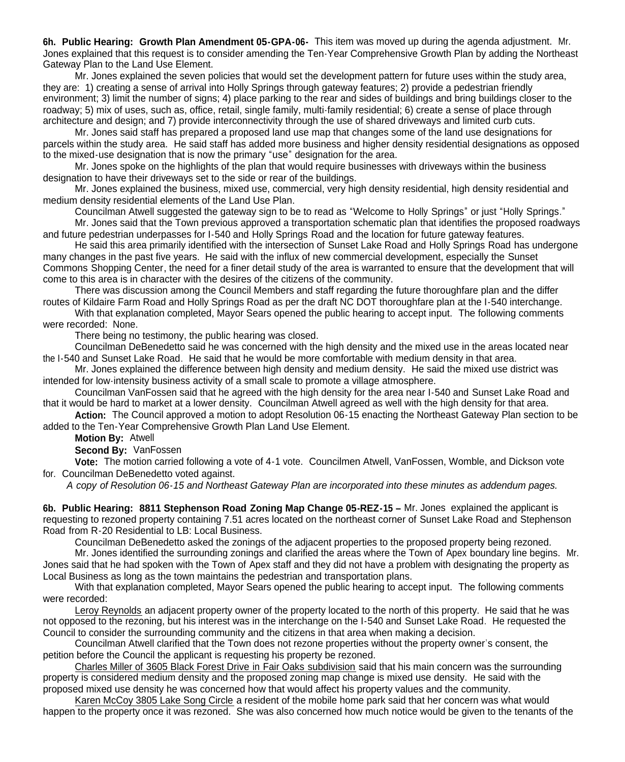**6h. Public Hearing: Growth Plan Amendment 05-GPA-06-** This item was moved up during the agenda adjustment. Mr. Jones explained that this request is to consider amending the Ten-Year Comprehensive Growth Plan by adding the Northeast Gateway Plan to the Land Use Element.

Mr. Jones explained the seven policies that would set the development pattern for future uses within the study area, they are: 1) creating a sense of arrival into Holly Springs through gateway features; 2) provide a pedestrian friendly environment; 3) limit the number of signs; 4) place parking to the rear and sides of buildings and bring buildings closer to the roadway; 5) mix of uses, such as, office, retail, single family, multi-family residential; 6) create a sense of place through architecture and design; and 7) provide interconnectivity through the use of shared driveways and limited curb cuts.

Mr. Jones said staff has prepared a proposed land use map that changes some of the land use designations for parcels within the study area. He said staff has added more business and higher density residential designations as opposed to the mixed-use designation that is now the primary "use" designation for the area.

Mr. Jones spoke on the highlights of the plan that would require businesses with driveways within the business designation to have their driveways set to the side or rear of the buildings.

Mr. Jones explained the business, mixed use, commercial, very high density residential, high density residential and medium density residential elements of the Land Use Plan.

Councilman Atwell suggested the gateway sign to be to read as "Welcome to Holly Springs" or just "Holly Springs."

Mr. Jones said that the Town previous approved a transportation schematic plan that identifies the proposed roadways and future pedestrian underpasses for I-540 and Holly Springs Road and the location for future gateway features.

He said this area primarily identified with the intersection of Sunset Lake Road and Holly Springs Road has undergone many changes in the past five years. He said with the influx of new commercial development, especially the Sunset Commons Shopping Center, the need for a finer detail study of the area is warranted to ensure that the development that will come to this area is in character with the desires of the citizens of the community.

There was discussion among the Council Members and staff regarding the future thoroughfare plan and the differ routes of Kildaire Farm Road and Holly Springs Road as per the draft NC DOT thoroughfare plan at the I-540 interchange.

With that explanation completed, Mayor Sears opened the public hearing to accept input. The following comments were recorded: None.

There being no testimony, the public hearing was closed.

Councilman DeBenedetto said he was concerned with the high density and the mixed use in the areas located near the I-540 and Sunset Lake Road. He said that he would be more comfortable with medium density in that area.

Mr. Jones explained the difference between high density and medium density. He said the mixed use district was intended for low-intensity business activity of a small scale to promote a village atmosphere.

Councilman VanFossen said that he agreed with the high density for the area near I-540 and Sunset Lake Road and that it would be hard to market at a lower density. Councilman Atwell agreed as well with the high density for that area.

**Action:** The Council approved a motion to adopt Resolution 06-15 enacting the Northeast Gateway Plan section to be added to the Ten-Year Comprehensive Growth Plan Land Use Element.

**Motion By:** Atwell

**Second By:** VanFossen

**Vote:** The motion carried following a vote of 4-1 vote. Councilmen Atwell, VanFossen, Womble, and Dickson vote for. Councilman DeBenedetto voted against.

*A copy of Resolution 06-15 and Northeast Gateway Plan are incorporated into these minutes as addendum pages.*

**6b. Public Hearing: 8811 Stephenson Road Zoning Map Change 05-REZ-15 –** Mr. Jones explained the applicant is requesting to rezoned property containing 7.51 acres located on the northeast corner of Sunset Lake Road and Stephenson Road from R-20 Residential to LB: Local Business.

Councilman DeBenedetto asked the zonings of the adjacent properties to the proposed property being rezoned.

Mr. Jones identified the surrounding zonings and clarified the areas where the Town of Apex boundary line begins. Mr. Jones said that he had spoken with the Town of Apex staff and they did not have a problem with designating the property as Local Business as long as the town maintains the pedestrian and transportation plans.

With that explanation completed, Mayor Sears opened the public hearing to accept input. The following comments were recorded:

Leroy Reynolds an adjacent property owner of the property located to the north of this property. He said that he was not opposed to the rezoning, but his interest was in the interchange on the I-540 and Sunset Lake Road. He requested the Council to consider the surrounding community and the citizens in that area when making a decision.

Councilman Atwell clarified that the Town does not rezone properties without the property owner's consent, the petition before the Council the applicant is requesting his property be rezoned.

Charles Miller of 3605 Black Forest Drive in Fair Oaks subdivision said that his main concern was the surrounding property is considered medium density and the proposed zoning map change is mixed use density. He said with the proposed mixed use density he was concerned how that would affect his property values and the community.

Karen McCoy 3805 Lake Song Circle a resident of the mobile home park said that her concern was what would happen to the property once it was rezoned. She was also concerned how much notice would be given to the tenants of the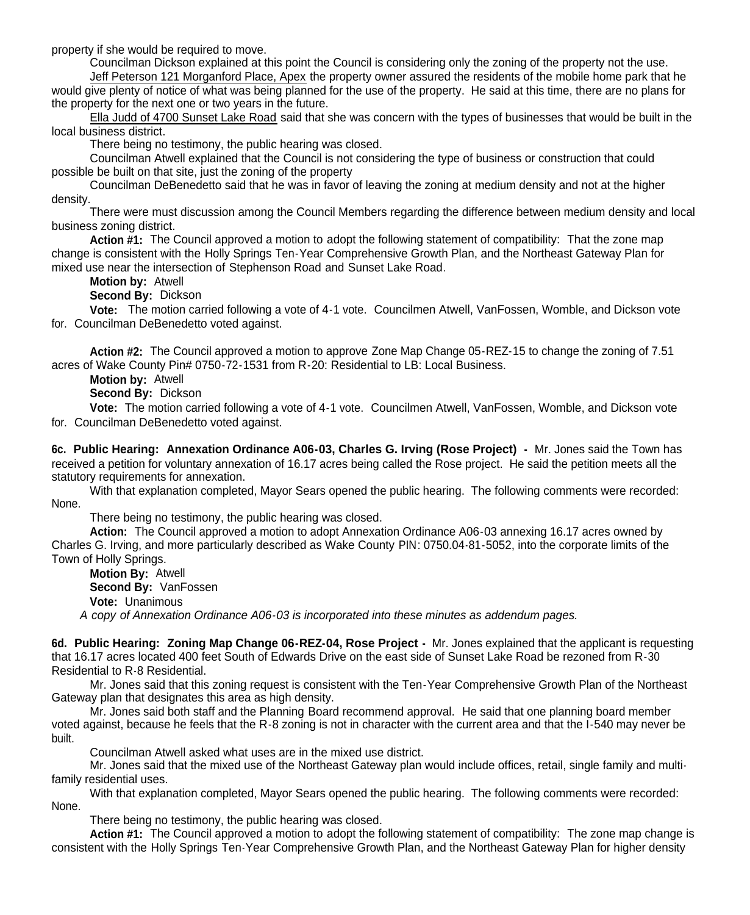property if she would be required to move.

Councilman Dickson explained at this point the Council is considering only the zoning of the property not the use.

Jeff Peterson 121 Morganford Place, Apex the property owner assured the residents of the mobile home park that he would give plenty of notice of what was being planned for the use of the property. He said at this time, there are no plans for the property for the next one or two years in the future.

Ella Judd of 4700 Sunset Lake Road said that she was concern with the types of businesses that would be built in the local business district.

There being no testimony, the public hearing was closed.

Councilman Atwell explained that the Council is not considering the type of business or construction that could possible be built on that site, just the zoning of the property

Councilman DeBenedetto said that he was in favor of leaving the zoning at medium density and not at the higher density.

There were must discussion among the Council Members regarding the difference between medium density and local business zoning district.

**Action #1:** The Council approved a motion to adopt the following statement of compatibility: That the zone map change is consistent with the Holly Springs Ten-Year Comprehensive Growth Plan, and the Northeast Gateway Plan for mixed use near the intersection of Stephenson Road and Sunset Lake Road.

**Motion by:** Atwell
**Second By:** Dickson
**Vote:** The motion carried following a vote of 4-1 vote. Councilmen Atwell, VanFossen, Womble, and Dickson vote for. Councilman DeBenedetto voted against.

**Action #2:** The Council approved a motion to approve Zone Map Change 05-REZ-15 to change the zoning of 7.51 acres of Wake County Pin# 0750-72-1531 from R-20: Residential to LB: Local Business.

**Motion by:** Atwell
**Second By:** Dickson
**Vote:** The motion carried following a vote of 4-1 vote. Councilmen Atwell, VanFossen, Womble, and Dickson vote for. Councilman DeBenedetto voted against.

**6c. Public Hearing: Annexation Ordinance A06-03, Charles G. Irving (Rose Project) -** Mr. Jones said the Town has received a petition for voluntary annexation of 16.17 acres being called the Rose project. He said the petition meets all the statutory requirements for annexation.

With that explanation completed, Mayor Sears opened the public hearing. The following comments were recorded: None.

There being no testimony, the public hearing was closed.

**Action:** The Council approved a motion to adopt Annexation Ordinance A06-03 annexing 16.17 acres owned by Charles G. Irving, and more particularly described as Wake County PIN: 0750.04-81-5052, into the corporate limits of the Town of Holly Springs.

**Motion By:** Atwell
**Second By:** VanFossen
**Vote:** Unanimous

*A copy of Annexation Ordinance A06-03 is incorporated into these minutes as addendum pages.*

**6d. Public Hearing: Zoning Map Change 06-REZ-04, Rose Project -** Mr. Jones explained that the applicant is requesting that 16.17 acres located 400 feet South of Edwards Drive on the east side of Sunset Lake Road be rezoned from R-30 Residential to R-8 Residential.

Mr. Jones said that this zoning request is consistent with the Ten-Year Comprehensive Growth Plan of the Northeast Gateway plan that designates this area as high density.

Mr. Jones said both staff and the Planning Board recommend approval. He said that one planning board member voted against, because he feels that the R-8 zoning is not in character with the current area and that the I-540 may never be built.

Councilman Atwell asked what uses are in the mixed use district.

Mr. Jones said that the mixed use of the Northeast Gateway plan would include offices, retail, single family and multi-family residential uses.

With that explanation completed, Mayor Sears opened the public hearing. The following comments were recorded: None.

There being no testimony, the public hearing was closed.

**Action #1:** The Council approved a motion to adopt the following statement of compatibility: The zone map change is consistent with the Holly Springs Ten-Year Comprehensive Growth Plan, and the Northeast Gateway Plan for higher density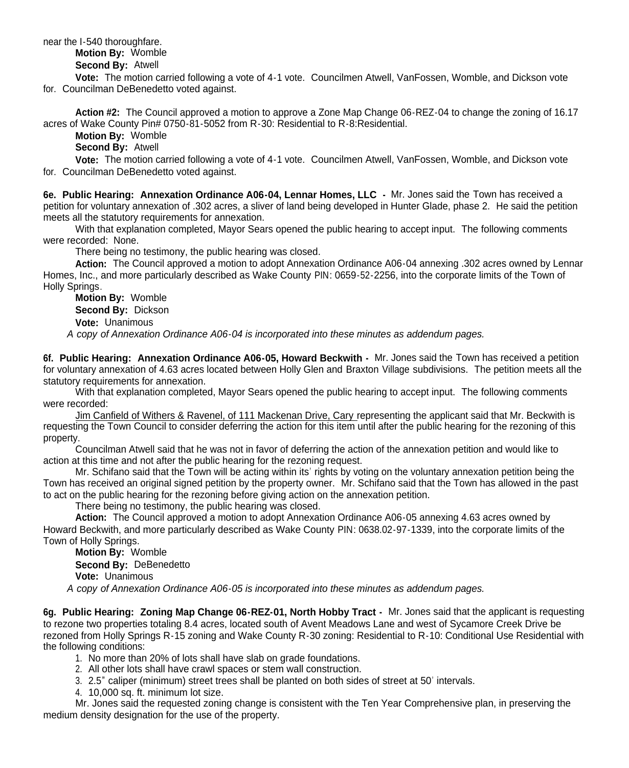near the I-540 thoroughfare.

**Motion By:** Womble

**Second By:** Atwell

**Vote:** The motion carried following a vote of 4-1 vote. Councilmen Atwell, VanFossen, Womble, and Dickson vote for. Councilman DeBenedetto voted against.

**Action #2:** The Council approved a motion to approve a Zone Map Change 06-REZ-04 to change the zoning of 16.17 acres of Wake County Pin# 0750-81-5052 from R-30: Residential to R-8:Residential.

**Motion By:** Womble

**Second By:** Atwell

**Vote:** The motion carried following a vote of 4-1 vote. Councilmen Atwell, VanFossen, Womble, and Dickson vote for. Councilman DeBenedetto voted against.

**6e. Public Hearing: Annexation Ordinance A06-04, Lennar Homes, LLC -** Mr. Jones said the Town has received a petition for voluntary annexation of .302 acres, a sliver of land being developed in Hunter Glade, phase 2. He said the petition meets all the statutory requirements for annexation.

With that explanation completed, Mayor Sears opened the public hearing to accept input. The following comments were recorded: None.

There being no testimony, the public hearing was closed.

**Action:** The Council approved a motion to adopt Annexation Ordinance A06-04 annexing .302 acres owned by Lennar Homes, Inc., and more particularly described as Wake County PIN: 0659-52-2256, into the corporate limits of the Town of Holly Springs.

**Motion By:** Womble

**Second By:** Dickson

**Vote:** Unanimous

*A copy of Annexation Ordinance A06-04 is incorporated into these minutes as addendum pages.*

**6f. Public Hearing: Annexation Ordinance A06-05, Howard Beckwith -** Mr. Jones said the Town has received a petition for voluntary annexation of 4.63 acres located between Holly Glen and Braxton Village subdivisions. The petition meets all the statutory requirements for annexation.

With that explanation completed, Mayor Sears opened the public hearing to accept input. The following comments were recorded:

Jim Canfield of Withers & Ravenel, of 111 Mackenan Drive, Cary representing the applicant said that Mr. Beckwith is requesting the Town Council to consider deferring the action for this item until after the public hearing for the rezoning of this property.

Councilman Atwell said that he was not in favor of deferring the action of the annexation petition and would like to action at this time and not after the public hearing for the rezoning request.

Mr. Schifano said that the Town will be acting within its' rights by voting on the voluntary annexation petition being the Town has received an original signed petition by the property owner. Mr. Schifano said that the Town has allowed in the past to act on the public hearing for the rezoning before giving action on the annexation petition.

There being no testimony, the public hearing was closed.

**Action:** The Council approved a motion to adopt Annexation Ordinance A06-05 annexing 4.63 acres owned by Howard Beckwith, and more particularly described as Wake County PIN: 0638.02-97-1339, into the corporate limits of the Town of Holly Springs.

**Motion By:** Womble

**Second By:** DeBenedetto

**Vote:** Unanimous

*A copy of Annexation Ordinance A06-05 is incorporated into these minutes as addendum pages.*

**6g. Public Hearing: Zoning Map Change 06-REZ-01, North Hobby Tract -** Mr. Jones said that the applicant is requesting to rezone two properties totaling 8.4 acres, located south of Avent Meadows Lane and west of Sycamore Creek Drive be rezoned from Holly Springs R-15 zoning and Wake County R-30 zoning: Residential to R-10: Conditional Use Residential with the following conditions:

1. No more than 20% of lots shall have slab on grade foundations.
2. All other lots shall have crawl spaces or stem wall construction.
3. 2.5" caliper (minimum) street trees shall be planted on both sides of street at 50' intervals.
4. 10,000 sq. ft. minimum lot size.

Mr. Jones said the requested zoning change is consistent with the Ten Year Comprehensive plan, in preserving the medium density designation for the use of the property.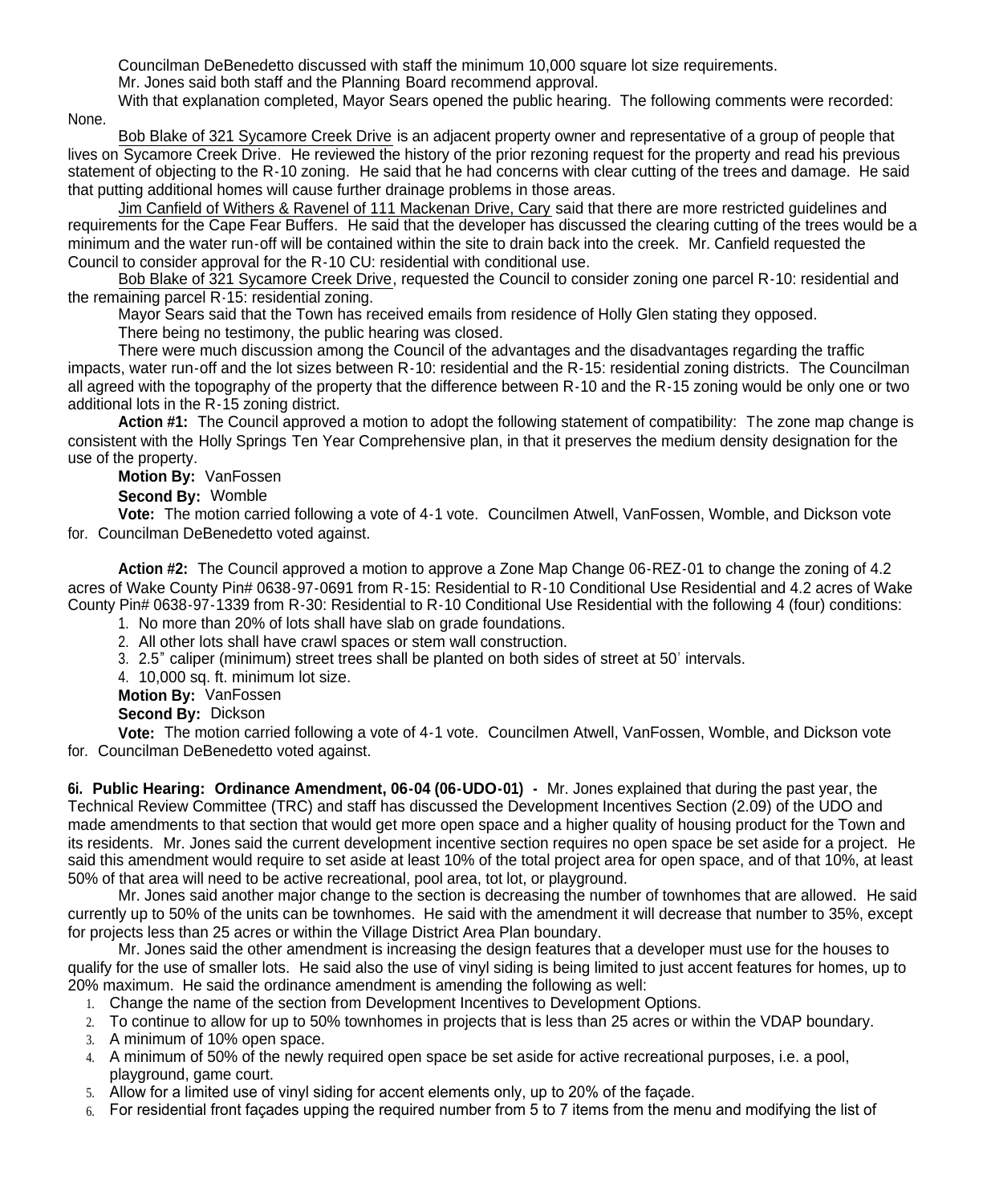Councilman DeBenedetto discussed with staff the minimum 10,000 square lot size requirements.

Mr. Jones said both staff and the Planning Board recommend approval.

With that explanation completed, Mayor Sears opened the public hearing. The following comments were recorded: None.

Bob Blake of 321 Sycamore Creek Drive is an adjacent property owner and representative of a group of people that lives on Sycamore Creek Drive. He reviewed the history of the prior rezoning request for the property and read his previous statement of objecting to the R-10 zoning. He said that he had concerns with clear cutting of the trees and damage. He said that putting additional homes will cause further drainage problems in those areas.

Jim Canfield of Withers & Ravenel of 111 Mackenan Drive, Cary said that there are more restricted guidelines and requirements for the Cape Fear Buffers. He said that the developer has discussed the clearing cutting of the trees would be a minimum and the water run-off will be contained within the site to drain back into the creek. Mr. Canfield requested the Council to consider approval for the R-10 CU: residential with conditional use.

Bob Blake of 321 Sycamore Creek Drive, requested the Council to consider zoning one parcel R-10: residential and the remaining parcel R-15: residential zoning.

Mayor Sears said that the Town has received emails from residence of Holly Glen stating they opposed.

There being no testimony, the public hearing was closed.

There were much discussion among the Council of the advantages and the disadvantages regarding the traffic impacts, water run-off and the lot sizes between R-10: residential and the R-15: residential zoning districts. The Councilman all agreed with the topography of the property that the difference between R-10 and the R-15 zoning would be only one or two additional lots in the R-15 zoning district.

**Action #1:** The Council approved a motion to adopt the following statement of compatibility: The zone map change is consistent with the Holly Springs Ten Year Comprehensive plan, in that it preserves the medium density designation for the use of the property.

**Motion By:** VanFossen

**Second By:** Womble

**Vote:** The motion carried following a vote of 4-1 vote. Councilmen Atwell, VanFossen, Womble, and Dickson vote for. Councilman DeBenedetto voted against.

**Action #2:** The Council approved a motion to approve a Zone Map Change 06-REZ-01 to change the zoning of 4.2 acres of Wake County Pin# 0638-97-0691 from R-15: Residential to R-10 Conditional Use Residential and 4.2 acres of Wake County Pin# 0638-97-1339 from R-30: Residential to R-10 Conditional Use Residential with the following 4 (four) conditions:

1. No more than 20% of lots shall have slab on grade foundations.
2. All other lots shall have crawl spaces or stem wall construction.
3. 2.5" caliper (minimum) street trees shall be planted on both sides of street at 50' intervals.
4. 10,000 sq. ft. minimum lot size.

**Motion By:** VanFossen

**Second By:** Dickson

**Vote:** The motion carried following a vote of 4-1 vote. Councilmen Atwell, VanFossen, Womble, and Dickson vote for. Councilman DeBenedetto voted against.

**6i. Public Hearing: Ordinance Amendment, 06-04 (06-UDO-01) -** Mr. Jones explained that during the past year, the Technical Review Committee (TRC) and staff has discussed the Development Incentives Section (2.09) of the UDO and made amendments to that section that would get more open space and a higher quality of housing product for the Town and its residents. Mr. Jones said the current development incentive section requires no open space be set aside for a project. He said this amendment would require to set aside at least 10% of the total project area for open space, and of that 10%, at least 50% of that area will need to be active recreational, pool area, tot lot, or playground.

Mr. Jones said another major change to the section is decreasing the number of townhomes that are allowed. He said currently up to 50% of the units can be townhomes. He said with the amendment it will decrease that number to 35%, except for projects less than 25 acres or within the Village District Area Plan boundary.

Mr. Jones said the other amendment is increasing the design features that a developer must use for the houses to qualify for the use of smaller lots. He said also the use of vinyl siding is being limited to just accent features for homes, up to 20% maximum. He said the ordinance amendment is amending the following as well:

1. Change the name of the section from Development Incentives to Development Options.
2. To continue to allow for up to 50% townhomes in projects that is less than 25 acres or within the VDAP boundary.
3. A minimum of 10% open space.
4. A minimum of 50% of the newly required open space be set aside for active recreational purposes, i.e. a pool, playground, game court.
5. Allow for a limited use of vinyl siding for accent elements only, up to 20% of the façade.
6. For residential front façades upping the required number from 5 to 7 items from the menu and modifying the list of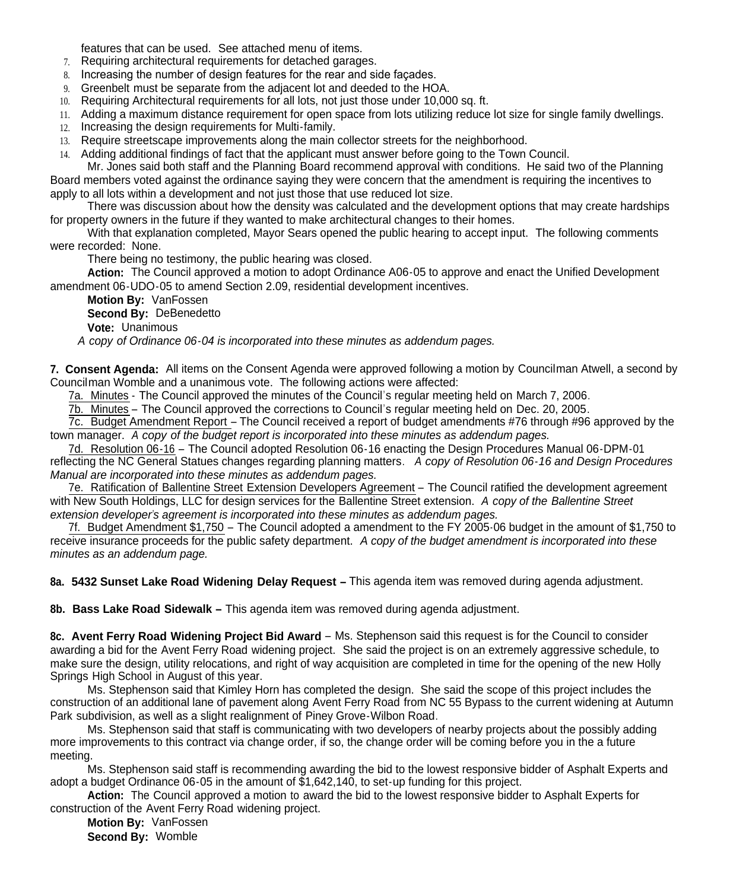features that can be used. See attached menu of items.

7. Requiring architectural requirements for detached garages.
8. Increasing the number of design features for the rear and side façades.
9. Greenbelt must be separate from the adjacent lot and deeded to the HOA.
10. Requiring Architectural requirements for all lots, not just those under 10,000 sq. ft.
11. Adding a maximum distance requirement for open space from lots utilizing reduce lot size for single family dwellings.
12. Increasing the design requirements for Multi-family.
13. Require streetscape improvements along the main collector streets for the neighborhood.
14. Adding additional findings of fact that the applicant must answer before going to the Town Council.

Mr. Jones said both staff and the Planning Board recommend approval with conditions. He said two of the Planning Board members voted against the ordinance saying they were concern that the amendment is requiring the incentives to apply to all lots within a development and not just those that use reduced lot size.

There was discussion about how the density was calculated and the development options that may create hardships for property owners in the future if they wanted to make architectural changes to their homes.

With that explanation completed, Mayor Sears opened the public hearing to accept input. The following comments were recorded: None.

There being no testimony, the public hearing was closed.

**Action:** The Council approved a motion to adopt Ordinance A06-05 to approve and enact the Unified Development amendment 06-UDO-05 to amend Section 2.09, residential development incentives.

**Motion By:** VanFossen
**Second By:** DeBenedetto
**Vote:** Unanimous

*A copy of Ordinance 06-04 is incorporated into these minutes as addendum pages.*

**7. Consent Agenda:** All items on the Consent Agenda were approved following a motion by Councilman Atwell, a second by Councilman Womble and a unanimous vote. The following actions were affected:

7a. Minutes - The Council approved the minutes of the Council's regular meeting held on March 7, 2006.

7b. Minutes – The Council approved the corrections to Council's regular meeting held on Dec. 20, 2005.

7c. Budget Amendment Report – The Council received a report of budget amendments #76 through #96 approved by the town manager. *A copy of the budget report is incorporated into these minutes as addendum pages.*

7d. Resolution 06-16 – The Council adopted Resolution 06-16 enacting the Design Procedures Manual 06-DPM-01 reflecting the NC General Statues changes regarding planning matters. *A copy of Resolution 06-16 and Design Procedures Manual are incorporated into these minutes as addendum pages.*

7e. Ratification of Ballentine Street Extension Developers Agreement – The Council ratified the development agreement with New South Holdings, LLC for design services for the Ballentine Street extension. *A copy of the Ballentine Street extension developer's agreement is incorporated into these minutes as addendum pages.*

7f. Budget Amendment $1,750 – The Council adopted a amendment to the FY 2005-06 budget in the amount of $1,750 to receive insurance proceeds for the public safety department. *A copy of the budget amendment is incorporated into these minutes as an addendum page.*

**8a. 5432 Sunset Lake Road Widening Delay Request –** This agenda item was removed during agenda adjustment.

**8b. Bass Lake Road Sidewalk –** This agenda item was removed during agenda adjustment.

**8c. Avent Ferry Road Widening Project Bid Award** – Ms. Stephenson said this request is for the Council to consider awarding a bid for the Avent Ferry Road widening project. She said the project is on an extremely aggressive schedule, to make sure the design, utility relocations, and right of way acquisition are completed in time for the opening of the new Holly Springs High School in August of this year.

Ms. Stephenson said that Kimley Horn has completed the design. She said the scope of this project includes the construction of an additional lane of pavement along Avent Ferry Road from NC 55 Bypass to the current widening at Autumn Park subdivision, as well as a slight realignment of Piney Grove-Wilbon Road.

Ms. Stephenson said that staff is communicating with two developers of nearby projects about the possibly adding more improvements to this contract via change order, if so, the change order will be coming before you in the a future meeting.

Ms. Stephenson said staff is recommending awarding the bid to the lowest responsive bidder of Asphalt Experts and adopt a budget Ordinance 06-05 in the amount of $1,642,140, to set-up funding for this project.

**Action:** The Council approved a motion to award the bid to the lowest responsive bidder to Asphalt Experts for construction of the Avent Ferry Road widening project.

**Motion By:** VanFossen
**Second By:** Womble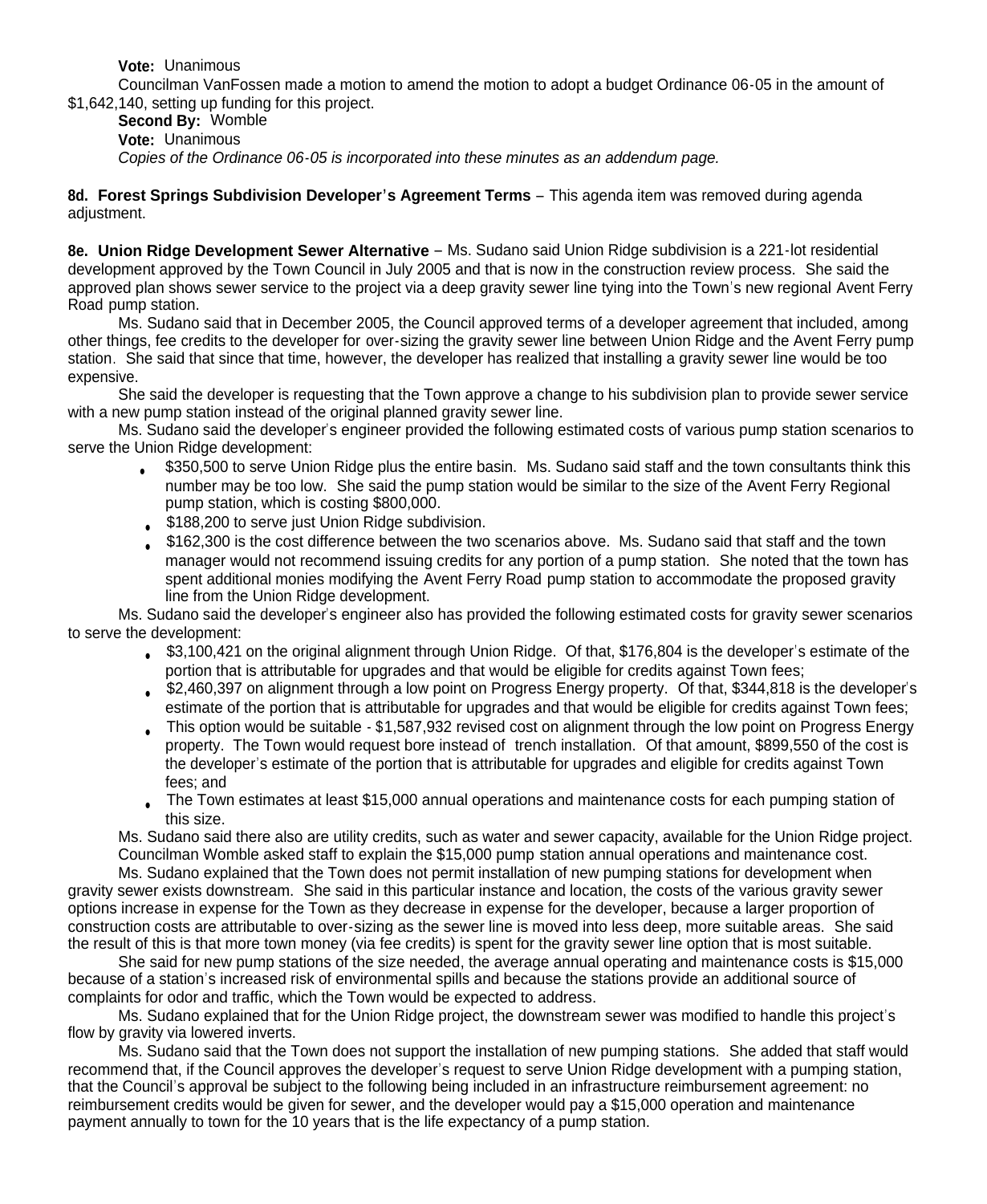**Vote:** Unanimous

Councilman VanFossen made a motion to amend the motion to adopt a budget Ordinance 06-05 in the amount of $1,642,140, setting up funding for this project.

**Second By:** Womble

**Vote:** Unanimous

*Copies of the Ordinance 06-05 is incorporated into these minutes as an addendum page.*

**8d. Forest Springs Subdivision Developer's Agreement Terms** – This agenda item was removed during agenda adjustment.

**8e. Union Ridge Development Sewer Alternative** – Ms. Sudano said Union Ridge subdivision is a 221-lot residential development approved by the Town Council in July 2005 and that is now in the construction review process. She said the approved plan shows sewer service to the project via a deep gravity sewer line tying into the Town's new regional Avent Ferry Road pump station.

Ms. Sudano said that in December 2005, the Council approved terms of a developer agreement that included, among other things, fee credits to the developer for over-sizing the gravity sewer line between Union Ridge and the Avent Ferry pump station. She said that since that time, however, the developer has realized that installing a gravity sewer line would be too expensive.

She said the developer is requesting that the Town approve a change to his subdivision plan to provide sewer service with a new pump station instead of the original planned gravity sewer line.

Ms. Sudano said the developer's engineer provided the following estimated costs of various pump station scenarios to serve the Union Ridge development:

- $350,500 to serve Union Ridge plus the entire basin. Ms. Sudano said staff and the town consultants think this number may be too low. She said the pump station would be similar to the size of the Avent Ferry Regional pump station, which is costing $800,000.
- $188,200 to serve just Union Ridge subdivision.
- $162,300 is the cost difference between the two scenarios above. Ms. Sudano said that staff and the town manager would not recommend issuing credits for any portion of a pump station. She noted that the town has spent additional monies modifying the Avent Ferry Road pump station to accommodate the proposed gravity line from the Union Ridge development.

Ms. Sudano said the developer's engineer also has provided the following estimated costs for gravity sewer scenarios to serve the development:

- $3,100,421 on the original alignment through Union Ridge. Of that, $176,804 is the developer's estimate of the portion that is attributable for upgrades and that would be eligible for credits against Town fees;
- $2,460,397 on alignment through a low point on Progress Energy property. Of that, $344,818 is the developer's estimate of the portion that is attributable for upgrades and that would be eligible for credits against Town fees;
- This option would be suitable - $1,587,932 revised cost on alignment through the low point on Progress Energy property. The Town would request bore instead of trench installation. Of that amount, $899,550 of the cost is the developer's estimate of the portion that is attributable for upgrades and eligible for credits against Town fees; and
- The Town estimates at least $15,000 annual operations and maintenance costs for each pumping station of this size.

Ms. Sudano said there also are utility credits, such as water and sewer capacity, available for the Union Ridge project.

Councilman Womble asked staff to explain the $15,000 pump station annual operations and maintenance cost.

Ms. Sudano explained that the Town does not permit installation of new pumping stations for development when gravity sewer exists downstream. She said in this particular instance and location, the costs of the various gravity sewer options increase in expense for the Town as they decrease in expense for the developer, because a larger proportion of construction costs are attributable to over-sizing as the sewer line is moved into less deep, more suitable areas. She said the result of this is that more town money (via fee credits) is spent for the gravity sewer line option that is most suitable.

She said for new pump stations of the size needed, the average annual operating and maintenance costs is $15,000 because of a station's increased risk of environmental spills and because the stations provide an additional source of complaints for odor and traffic, which the Town would be expected to address.

Ms. Sudano explained that for the Union Ridge project, the downstream sewer was modified to handle this project's flow by gravity via lowered inverts.

Ms. Sudano said that the Town does not support the installation of new pumping stations. She added that staff would recommend that, if the Council approves the developer's request to serve Union Ridge development with a pumping station, that the Council's approval be subject to the following being included in an infrastructure reimbursement agreement: no reimbursement credits would be given for sewer, and the developer would pay a $15,000 operation and maintenance payment annually to town for the 10 years that is the life expectancy of a pump station.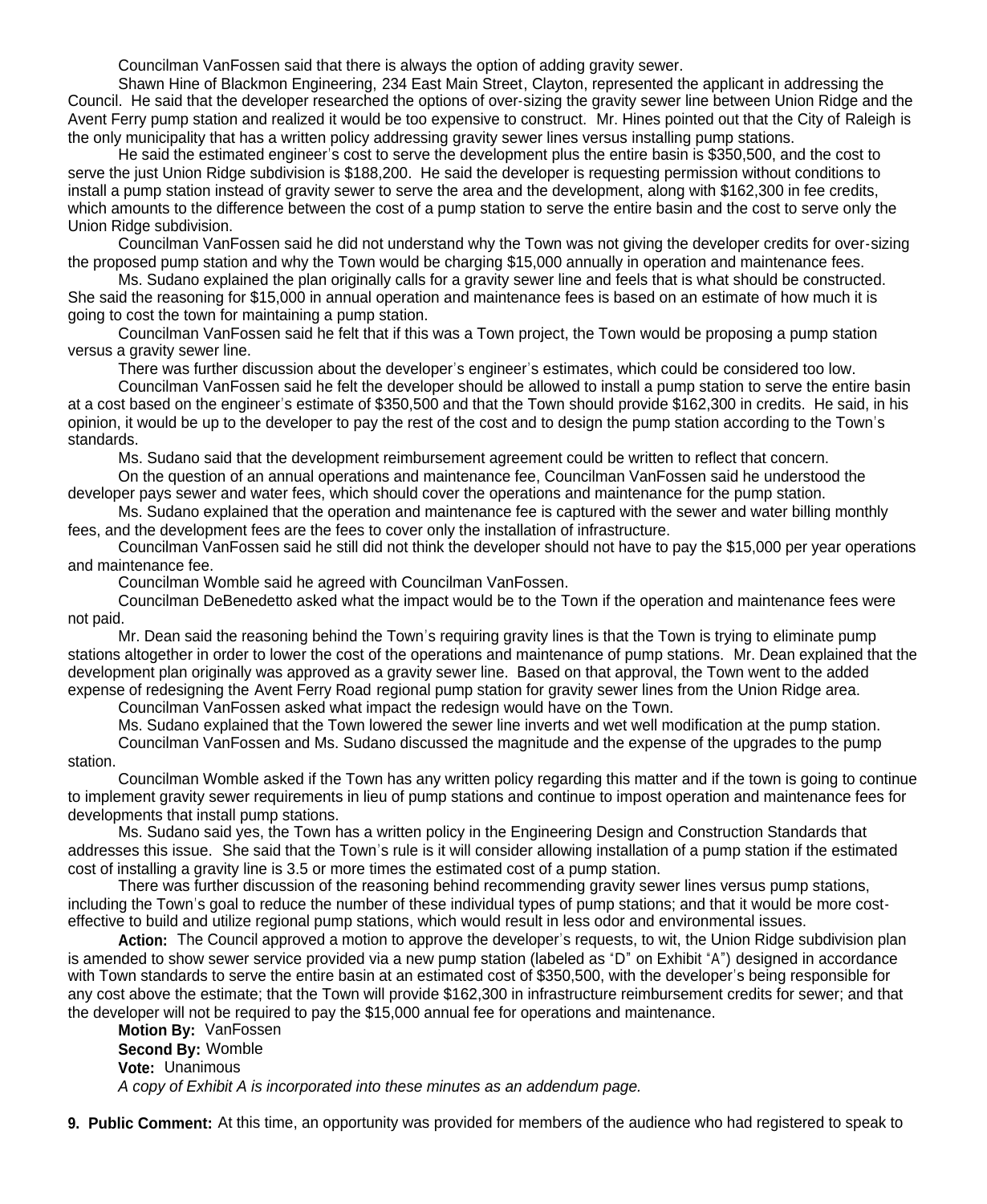Councilman VanFossen said that there is always the option of adding gravity sewer.

Shawn Hine of Blackmon Engineering, 234 East Main Street, Clayton, represented the applicant in addressing the Council. He said that the developer researched the options of over-sizing the gravity sewer line between Union Ridge and the Avent Ferry pump station and realized it would be too expensive to construct. Mr. Hines pointed out that the City of Raleigh is the only municipality that has a written policy addressing gravity sewer lines versus installing pump stations.

He said the estimated engineer's cost to serve the development plus the entire basin is $350,500, and the cost to serve the just Union Ridge subdivision is $188,200. He said the developer is requesting permission without conditions to install a pump station instead of gravity sewer to serve the area and the development, along with $162,300 in fee credits, which amounts to the difference between the cost of a pump station to serve the entire basin and the cost to serve only the Union Ridge subdivision.

Councilman VanFossen said he did not understand why the Town was not giving the developer credits for over-sizing the proposed pump station and why the Town would be charging $15,000 annually in operation and maintenance fees.

Ms. Sudano explained the plan originally calls for a gravity sewer line and feels that is what should be constructed. She said the reasoning for $15,000 in annual operation and maintenance fees is based on an estimate of how much it is going to cost the town for maintaining a pump station.

Councilman VanFossen said he felt that if this was a Town project, the Town would be proposing a pump station versus a gravity sewer line.

There was further discussion about the developer's engineer's estimates, which could be considered too low.

Councilman VanFossen said he felt the developer should be allowed to install a pump station to serve the entire basin at a cost based on the engineer's estimate of $350,500 and that the Town should provide $162,300 in credits. He said, in his opinion, it would be up to the developer to pay the rest of the cost and to design the pump station according to the Town's standards.

Ms. Sudano said that the development reimbursement agreement could be written to reflect that concern.

On the question of an annual operations and maintenance fee, Councilman VanFossen said he understood the developer pays sewer and water fees, which should cover the operations and maintenance for the pump station.

Ms. Sudano explained that the operation and maintenance fee is captured with the sewer and water billing monthly fees, and the development fees are the fees to cover only the installation of infrastructure.

Councilman VanFossen said he still did not think the developer should not have to pay the $15,000 per year operations and maintenance fee.

Councilman Womble said he agreed with Councilman VanFossen.

Councilman DeBenedetto asked what the impact would be to the Town if the operation and maintenance fees were not paid.

Mr. Dean said the reasoning behind the Town's requiring gravity lines is that the Town is trying to eliminate pump stations altogether in order to lower the cost of the operations and maintenance of pump stations. Mr. Dean explained that the development plan originally was approved as a gravity sewer line. Based on that approval, the Town went to the added expense of redesigning the Avent Ferry Road regional pump station for gravity sewer lines from the Union Ridge area.

Councilman VanFossen asked what impact the redesign would have on the Town.

Ms. Sudano explained that the Town lowered the sewer line inverts and wet well modification at the pump station.

Councilman VanFossen and Ms. Sudano discussed the magnitude and the expense of the upgrades to the pump station.

Councilman Womble asked if the Town has any written policy regarding this matter and if the town is going to continue to implement gravity sewer requirements in lieu of pump stations and continue to impost operation and maintenance fees for developments that install pump stations.

Ms. Sudano said yes, the Town has a written policy in the Engineering Design and Construction Standards that addresses this issue. She said that the Town's rule is it will consider allowing installation of a pump station if the estimated cost of installing a gravity line is 3.5 or more times the estimated cost of a pump station.

There was further discussion of the reasoning behind recommending gravity sewer lines versus pump stations, including the Town's goal to reduce the number of these individual types of pump stations; and that it would be more cost-effective to build and utilize regional pump stations, which would result in less odor and environmental issues.

**Action:** The Council approved a motion to approve the developer's requests, to wit, the Union Ridge subdivision plan is amended to show sewer service provided via a new pump station (labeled as "D" on Exhibit "A") designed in accordance with Town standards to serve the entire basin at an estimated cost of $350,500, with the developer's being responsible for any cost above the estimate; that the Town will provide $162,300 in infrastructure reimbursement credits for sewer; and that the developer will not be required to pay the $15,000 annual fee for operations and maintenance.

**Motion By:** VanFossen
**Second By:** Womble
**Vote:** Unanimous
*A copy of Exhibit A is incorporated into these minutes as an addendum page.*

**9. Public Comment:** At this time, an opportunity was provided for members of the audience who had registered to speak to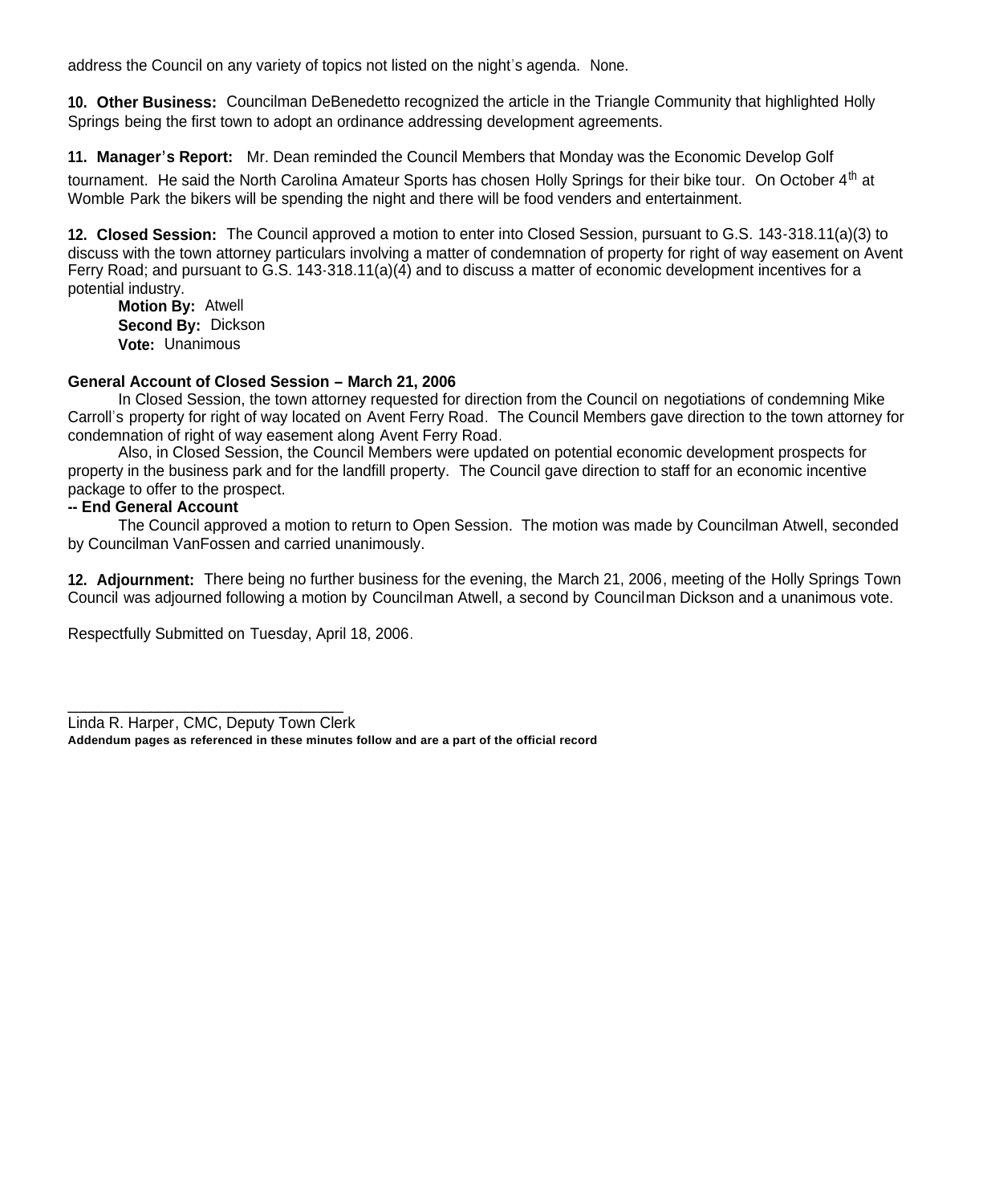address the Council on any variety of topics not listed on the night's agenda. None.

**10. Other Business:** Councilman DeBenedetto recognized the article in the Triangle Community that highlighted Holly Springs being the first town to adopt an ordinance addressing development agreements.

**11. Manager's Report:** Mr. Dean reminded the Council Members that Monday was the Economic Develop Golf tournament. He said the North Carolina Amateur Sports has chosen Holly Springs for their bike tour. On October 4th at Womble Park the bikers will be spending the night and there will be food venders and entertainment.

**12. Closed Session:** The Council approved a motion to enter into Closed Session, pursuant to G.S. 143-318.11(a)(3) to discuss with the town attorney particulars involving a matter of condemnation of property for right of way easement on Avent Ferry Road; and pursuant to G.S. 143-318.11(a)(4) and to discuss a matter of economic development incentives for a potential industry.

**Motion By:** Atwell
**Second By:** Dickson
**Vote:** Unanimous

**General Account of Closed Session – March 21, 2006**

In Closed Session, the town attorney requested for direction from the Council on negotiations of condemning Mike Carroll's property for right of way located on Avent Ferry Road. The Council Members gave direction to the town attorney for condemnation of right of way easement along Avent Ferry Road.

Also, in Closed Session, the Council Members were updated on potential economic development prospects for property in the business park and for the landfill property. The Council gave direction to staff for an economic incentive package to offer to the prospect.

**-- End General Account**

The Council approved a motion to return to Open Session. The motion was made by Councilman Atwell, seconded by Councilman VanFossen and carried unanimously.

**12. Adjournment:** There being no further business for the evening, the March 21, 2006, meeting of the Holly Springs Town Council was adjourned following a motion by Councilman Atwell, a second by Councilman Dickson and a unanimous vote.

Respectfully Submitted on Tuesday, April 18, 2006.

\_\_\_\_\_\_\_\_\_\_\_\_\_\_\_\_\_\_\_\_\_\_\_\_\_\_\_\_\_\_\_\_

Linda R. Harper, CMC, Deputy Town Clerk

**Addendum pages as referenced in these minutes follow and are a part of the official record**